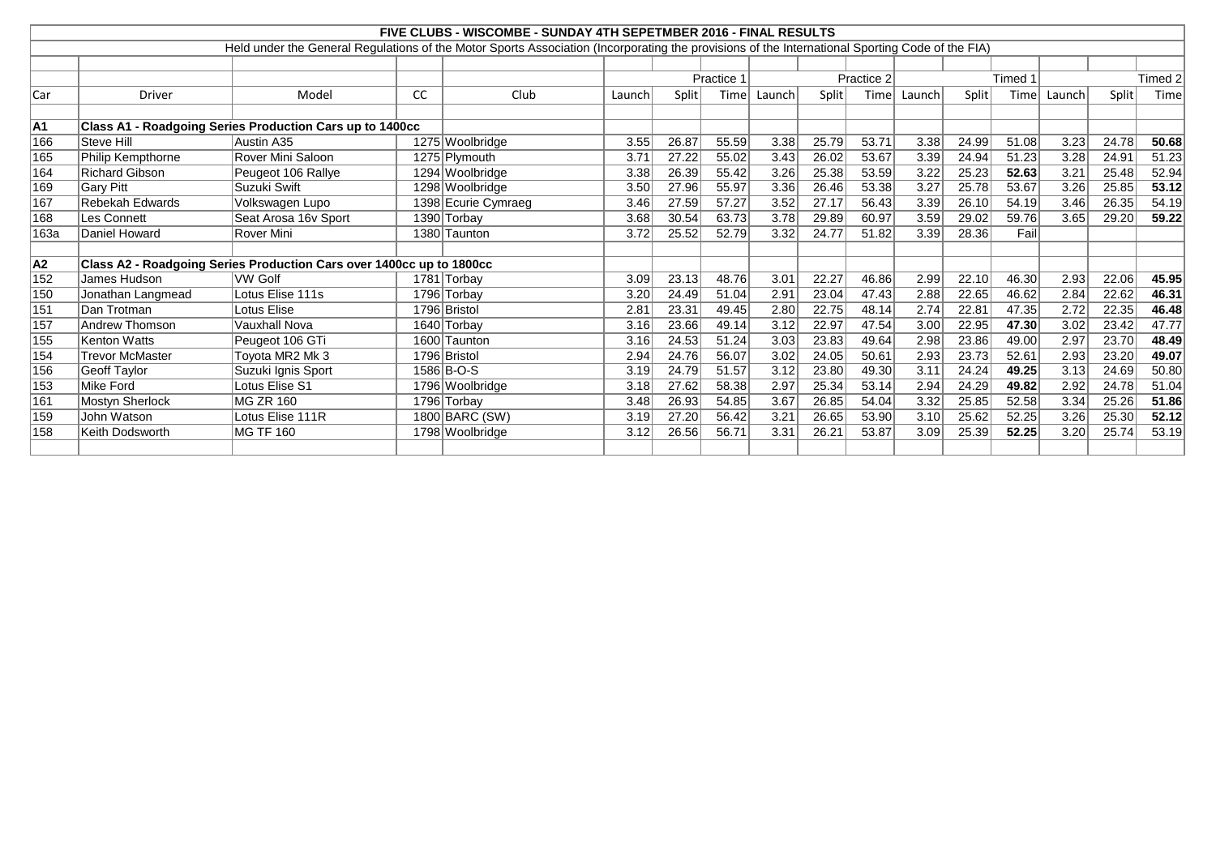# FIVE CLUBS - WISCOMBE - SUNDAY 4TH SEPETMBER 2016 - FINAL RESULTS

Held under the General Regulations of the Motor Sports Association (Incorporating the provisions of the International Sporting Code of the FIA)

| | | | | | Practice 1 | | | Practice 2 | | | Timed 1 | | | Timed 2 | | |
|---|---|---|---|---|---|---|---|---|---|---|---|---|---|---|---|---|
| Car | Driver | Model | CC | Club | Launch | Split | Time | Launch | Split | Time | Launch | Split | Time | Launch | Split | Time |
| **A1** | **Class A1 - Roadgoing Series Production Cars up to 1400cc** | | | | | | | | | | | | | | | |
| 166 | Steve Hill | Austin A35 | 1275 | Woolbridge | 3.55 | 26.87 | 55.59 | 3.38 | 25.79 | 53.71 | 3.38 | 24.99 | 51.08 | 3.23 | 24.78 | **50.68** |
| 165 | Philip Kempthorne | Rover Mini Saloon | 1275 | Plymouth | 3.71 | 27.22 | 55.02 | 3.43 | 26.02 | 53.67 | 3.39 | 24.94 | 51.23 | 3.28 | 24.91 | 51.23 |
| 164 | Richard Gibson | Peugeot 106 Rallye | 1294 | Woolbridge | 3.38 | 26.39 | 55.42 | 3.26 | 25.38 | 53.59 | 3.22 | 25.23 | **52.63** | 3.21 | 25.48 | 52.94 |
| 169 | Gary Pitt | Suzuki Swift | 1298 | Woolbridge | 3.50 | 27.96 | 55.97 | 3.36 | 26.46 | 53.38 | 3.27 | 25.78 | 53.67 | 3.26 | 25.85 | **53.12** |
| 167 | Rebekah Edwards | Volkswagen Lupo | 1398 | Ecurie Cymraeg | 3.46 | 27.59 | 57.27 | 3.52 | 27.17 | 56.43 | 3.39 | 26.10 | 54.19 | 3.46 | 26.35 | 54.19 |
| 168 | Les Connett | Seat Arosa 16v Sport | 1390 | Torbay | 3.68 | 30.54 | 63.73 | 3.78 | 29.89 | 60.97 | 3.59 | 29.02 | 59.76 | 3.65 | 29.20 | **59.22** |
| 163a | Daniel Howard | Rover Mini | 1380 | Taunton | 3.72 | 25.52 | 52.79 | 3.32 | 24.77 | 51.82 | 3.39 | 28.36 | Fail | | | |
| **A2** | **Class A2 - Roadgoing Series Production Cars over 1400cc up to 1800cc** | | | | | | | | | | | | | | | |
| 152 | James Hudson | VW Golf | 1781 | Torbay | 3.09 | 23.13 | 48.76 | 3.01 | 22.27 | 46.86 | 2.99 | 22.10 | 46.30 | 2.93 | 22.06 | **45.95** |
| 150 | Jonathan Langmead | Lotus Elise 111s | 1796 | Torbay | 3.20 | 24.49 | 51.04 | 2.91 | 23.04 | 47.43 | 2.88 | 22.65 | 46.62 | 2.84 | 22.62 | **46.31** |
| 151 | Dan Trotman | Lotus Elise | 1796 | Bristol | 2.81 | 23.31 | 49.45 | 2.80 | 22.75 | 48.14 | 2.74 | 22.81 | 47.35 | 2.72 | 22.35 | **46.48** |
| 157 | Andrew Thomson | Vauxhall Nova | 1640 | Torbay | 3.16 | 23.66 | 49.14 | 3.12 | 22.97 | 47.54 | 3.00 | 22.95 | **47.30** | 3.02 | 23.42 | 47.77 |
| 155 | Kenton Watts | Peugeot 106 GTi | 1600 | Taunton | 3.16 | 24.53 | 51.24 | 3.03 | 23.83 | 49.64 | 2.98 | 23.86 | 49.00 | 2.97 | 23.70 | **48.49** |
| 154 | Trevor McMaster | Toyota MR2 Mk 3 | 1796 | Bristol | 2.94 | 24.76 | 56.07 | 3.02 | 24.05 | 50.61 | 2.93 | 23.73 | 52.61 | 2.93 | 23.20 | **49.07** |
| 156 | Geoff Taylor | Suzuki Ignis Sport | 1586 | B-O-S | 3.19 | 24.79 | 51.57 | 3.12 | 23.80 | 49.30 | 3.11 | 24.24 | **49.25** | 3.13 | 24.69 | 50.80 |
| 153 | Mike Ford | Lotus Elise S1 | 1796 | Woolbridge | 3.18 | 27.62 | 58.38 | 2.97 | 25.34 | 53.14 | 2.94 | 24.29 | **49.82** | 2.92 | 24.78 | 51.04 |
| 161 | Mostyn Sherlock | MG ZR 160 | 1796 | Torbay | 3.48 | 26.93 | 54.85 | 3.67 | 26.85 | 54.04 | 3.32 | 25.85 | 52.58 | 3.34 | 25.26 | **51.86** |
| 159 | John Watson | Lotus Elise 111R | 1800 | BARC (SW) | 3.19 | 27.20 | 56.42 | 3.21 | 26.65 | 53.90 | 3.10 | 25.62 | 52.25 | 3.26 | 25.30 | **52.12** |
| 158 | Keith Dodsworth | MG TF 160 | 1798 | Woolbridge | 3.12 | 26.56 | 56.71 | 3.31 | 26.21 | 53.87 | 3.09 | 25.39 | **52.25** | 3.20 | 25.74 | 53.19 |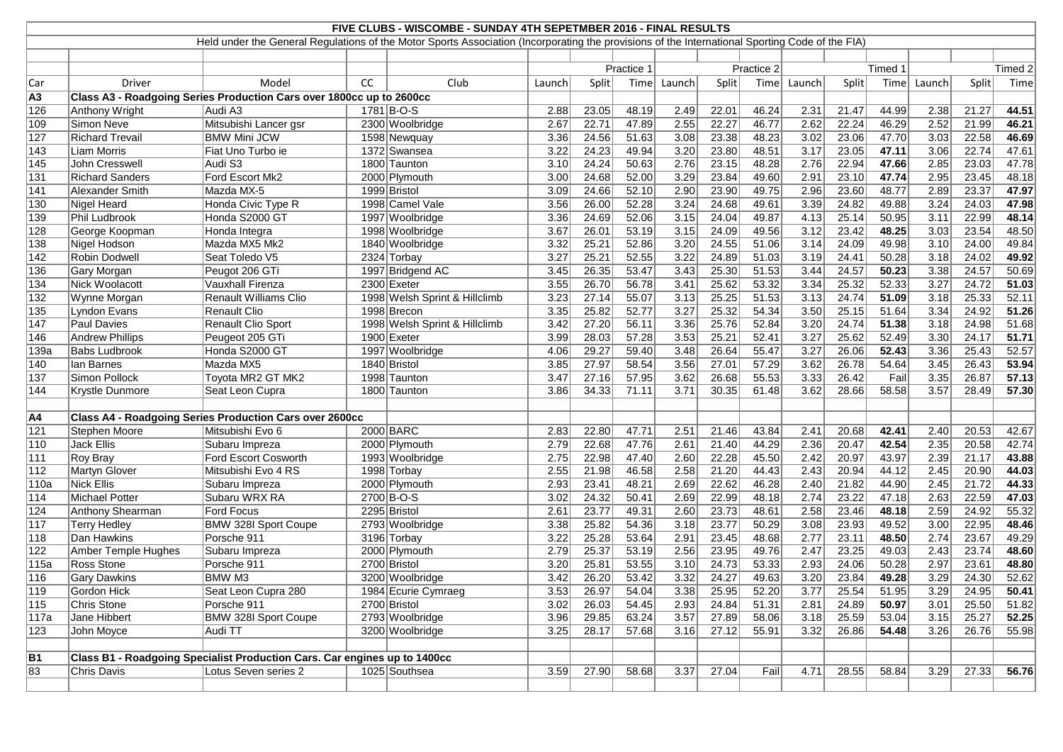# FIVE CLUBS - WISCOMBE - SUNDAY 4TH SEPETMBER 2016 - FINAL RESULTS

Held under the General Regulations of the Motor Sports Association (Incorporating the provisions of the International Sporting Code of the FIA)

| | | | | | | | Practice 1 | | | Practice 2 | | | Timed 1 | | | Timed 2 |
|---|---|---|---|---|---|---|---|---|---|---|---|---|---|---|---|---|
| Car | Driver | Model | CC | Club | Launch | Split | Time | Launch | Split | Time | Launch | Split | Time | Launch | Split | Time |
| **A3** | **Class A3 - Roadgoing Series Production Cars over 1800cc up to 2600cc** | | | | | | | | | | | | | | | |
| 126 | Anthony Wright | Audi A3 | 1781 | B-O-S | 2.88 | 23.05 | 48.19 | 2.49 | 22.01 | 46.24 | 2.31 | 21.47 | 44.99 | 2.38 | 21.27 | **44.51** |
| 109 | Simon Neve | Mitsubishi Lancer gsr | 2300 | Woolbridge | 2.67 | 22.71 | 47.89 | 2.55 | 22.27 | 46.77 | 2.62 | 22.24 | 46.29 | 2.52 | 21.99 | **46.21** |
| 127 | Richard Trevail | BMW Mini JCW | 1598 | Newquay | 3.36 | 24.56 | 51.63 | 3.08 | 23.38 | 48.23 | 3.02 | 23.06 | 47.70 | 3.03 | 22.58 | **46.69** |
| 143 | Liam Morris | Fiat Uno Turbo ie | 1372 | Swansea | 3.22 | 24.23 | 49.94 | 3.20 | 23.80 | 48.51 | 3.17 | 23.05 | **47.11** | 3.06 | 22.74 | 47.61 |
| 145 | John Cresswell | Audi S3 | 1800 | Taunton | 3.10 | 24.24 | 50.63 | 2.76 | 23.15 | 48.28 | 2.76 | 22.94 | **47.66** | 2.85 | 23.03 | 47.78 |
| 131 | Richard Sanders | Ford Escort Mk2 | 2000 | Plymouth | 3.00 | 24.68 | 52.00 | 3.29 | 23.84 | 49.60 | 2.91 | 23.10 | **47.74** | 2.95 | 23.45 | 48.18 |
| 141 | Alexander Smith | Mazda MX-5 | 1999 | Bristol | 3.09 | 24.66 | 52.10 | 2.90 | 23.90 | 49.75 | 2.96 | 23.60 | 48.77 | 2.89 | 23.37 | **47.97** |
| 130 | Nigel Heard | Honda Civic Type R | 1998 | Camel Vale | 3.56 | 26.00 | 52.28 | 3.24 | 24.68 | 49.61 | 3.39 | 24.82 | 49.88 | 3.24 | 24.03 | **47.98** |
| 139 | Phil Ludbrook | Honda S2000 GT | 1997 | Woolbridge | 3.36 | 24.69 | 52.06 | 3.15 | 24.04 | 49.87 | 4.13 | 25.14 | 50.95 | 3.11 | 22.99 | **48.14** |
| 128 | George Koopman | Honda Integra | 1998 | Woolbridge | 3.67 | 26.01 | 53.19 | 3.15 | 24.09 | 49.56 | 3.12 | 23.42 | **48.25** | 3.03 | 23.54 | 48.50 |
| 138 | Nigel Hodson | Mazda MX5 Mk2 | 1840 | Woolbridge | 3.32 | 25.21 | 52.86 | 3.20 | 24.55 | 51.06 | 3.14 | 24.09 | 49.98 | 3.10 | 24.00 | 49.84 |
| 142 | Robin Dodwell | Seat Toledo V5 | 2324 | Torbay | 3.27 | 25.21 | 52.55 | 3.22 | 24.89 | 51.03 | 3.19 | 24.41 | 50.28 | 3.18 | 24.02 | **49.92** |
| 136 | Gary Morgan | Peugot 206 GTi | 1997 | Bridgend AC | 3.45 | 26.35 | 53.47 | 3.43 | 25.30 | 51.53 | 3.44 | 24.57 | **50.23** | 3.38 | 24.57 | 50.69 |
| 134 | Nick Woolacott | Vauxhall Firenza | 2300 | Exeter | 3.55 | 26.70 | 56.78 | 3.41 | 25.62 | 53.32 | 3.34 | 25.32 | 52.33 | 3.27 | 24.72 | **51.03** |
| 132 | Wynne Morgan | Renault Williams Clio | 1998 | Welsh Sprint & Hillclimb | 3.23 | 27.14 | 55.07 | 3.13 | 25.25 | 51.53 | 3.13 | 24.74 | **51.09** | 3.18 | 25.33 | 52.11 |
| 135 | Lyndon Evans | Renault Clio | 1998 | Brecon | 3.35 | 25.82 | 52.77 | 3.27 | 25.32 | 54.34 | 3.50 | 25.15 | 51.64 | 3.34 | 24.92 | **51.26** |
| 147 | Paul Davies | Renault Clio Sport | 1998 | Welsh Sprint & Hillclimb | 3.42 | 27.20 | 56.11 | 3.36 | 25.76 | 52.84 | 3.20 | 24.74 | **51.38** | 3.18 | 24.98 | 51.68 |
| 146 | Andrew Phillips | Peugeot 205 GTi | 1900 | Exeter | 3.99 | 28.03 | 57.28 | 3.53 | 25.21 | 52.41 | 3.27 | 25.62 | 52.49 | 3.30 | 24.17 | **51.71** |
| 139a | Babs Ludbrook | Honda S2000 GT | 1997 | Woolbridge | 4.06 | 29.27 | 59.40 | 3.48 | 26.64 | 55.47 | 3.27 | 26.06 | **52.43** | 3.36 | 25.43 | 52.57 |
| 140 | Ian Barnes | Mazda MX5 | 1840 | Bristol | 3.85 | 27.97 | 58.54 | 3.56 | 27.01 | 57.29 | 3.62 | 26.78 | 54.64 | 3.45 | 26.43 | **53.94** |
| 137 | Simon Pollock | Toyota MR2 GT MK2 | 1998 | Taunton | 3.47 | 27.16 | 57.95 | 3.62 | 26.68 | 55.53 | 3.33 | 26.42 | Fail | 3.35 | 26.87 | **57.13** |
| 144 | Krystle Dunmore | Seat Leon Cupra | 1800 | Taunton | 3.86 | 34.33 | 71.11 | 3.71 | 30.35 | 61.48 | 3.62 | 28.66 | 58.58 | 3.57 | 28.49 | **57.30** |
| | | | | | | | | | | | | | | | | |
| **A4** | **Class A4 - Roadgoing Series Production Cars over 2600cc** | | | | | | | | | | | | | | | |
| 121 | Stephen Moore | Mitsubishi Evo 6 | 2000 | BARC | 2.83 | 22.80 | 47.71 | 2.51 | 21.46 | 43.84 | 2.41 | 20.68 | **42.41** | 2.40 | 20.53 | 42.67 |
| 110 | Jack Ellis | Subaru Impreza | 2000 | Plymouth | 2.79 | 22.68 | 47.76 | 2.61 | 21.40 | 44.29 | 2.36 | 20.47 | **42.54** | 2.35 | 20.58 | 42.74 |
| 111 | Roy Bray | Ford Escort Cosworth | 1993 | Woolbridge | 2.75 | 22.98 | 47.40 | 2.60 | 22.28 | 45.50 | 2.42 | 20.97 | 43.97 | 2.39 | 21.17 | **43.88** |
| 112 | Martyn Glover | Mitsubishi Evo 4 RS | 1998 | Torbay | 2.55 | 21.98 | 46.58 | 2.58 | 21.20 | 44.43 | 2.43 | 20.94 | 44.12 | 2.45 | 20.90 | **44.03** |
| 110a | Nick Ellis | Subaru Impreza | 2000 | Plymouth | 2.93 | 23.41 | 48.21 | 2.69 | 22.62 | 46.28 | 2.40 | 21.82 | 44.90 | 2.45 | 21.72 | **44.33** |
| 114 | Michael Potter | Subaru WRX RA | 2700 | B-O-S | 3.02 | 24.32 | 50.41 | 2.69 | 22.99 | 48.18 | 2.74 | 23.22 | 47.18 | 2.63 | 22.59 | **47.03** |
| 124 | Anthony Shearman | Ford Focus | 2295 | Bristol | 2.61 | 23.77 | 49.31 | 2.60 | 23.73 | 48.61 | 2.58 | 23.46 | **48.18** | 2.59 | 24.92 | 55.32 |
| 117 | Terry Hedley | BMW 328I Sport Coupe | 2793 | Woolbridge | 3.38 | 25.82 | 54.36 | 3.18 | 23.77 | 50.29 | 3.08 | 23.93 | 49.52 | 3.00 | 22.95 | **48.46** |
| 118 | Dan Hawkins | Porsche 911 | 3196 | Torbay | 3.22 | 25.28 | 53.64 | 2.91 | 23.45 | 48.68 | 2.77 | 23.11 | **48.50** | 2.74 | 23.67 | 49.29 |
| 122 | Amber Temple Hughes | Subaru Impreza | 2000 | Plymouth | 2.79 | 25.37 | 53.19 | 2.56 | 23.95 | 49.76 | 2.47 | 23.25 | 49.03 | 2.43 | 23.74 | **48.60** |
| 115a | Ross Stone | Porsche 911 | 2700 | Bristol | 3.20 | 25.81 | 53.55 | 3.10 | 24.73 | 53.33 | 2.93 | 24.06 | 50.28 | 2.97 | 23.61 | **48.80** |
| 116 | Gary Dawkins | BMW M3 | 3200 | Woolbridge | 3.42 | 26.20 | 53.42 | 3.32 | 24.27 | 49.63 | 3.20 | 23.84 | **49.28** | 3.29 | 24.30 | 52.62 |
| 119 | Gordon Hick | Seat Leon Cupra 280 | 1984 | Ecurie Cymraeg | 3.53 | 26.97 | 54.04 | 3.38 | 25.95 | 52.20 | 3.77 | 25.54 | 51.95 | 3.29 | 24.95 | **50.41** |
| 115 | Chris Stone | Porsche 911 | 2700 | Bristol | 3.02 | 26.03 | 54.45 | 2.93 | 24.84 | 51.31 | 2.81 | 24.89 | **50.97** | 3.01 | 25.50 | 51.82 |
| 117a | Jane Hibbert | BMW 328I Sport Coupe | 2793 | Woolbridge | 3.96 | 29.85 | 63.24 | 3.57 | 27.89 | 58.06 | 3.18 | 25.59 | 53.04 | 3.15 | 25.27 | **52.25** |
| 123 | John Moyce | Audi TT | 3200 | Woolbridge | 3.25 | 28.17 | 57.68 | 3.16 | 27.12 | 55.91 | 3.32 | 26.86 | **54.48** | 3.26 | 26.76 | 55.98 |
| | | | | | | | | | | | | | | | | |
| **B1** | **Class B1 - Roadgoing Specialist Production Cars. Car engines up to 1400cc** | | | | | | | | | | | | | | | |
| 83 | Chris Davis | Lotus Seven series 2 | 1025 | Southsea | 3.59 | 27.90 | 58.68 | 3.37 | 27.04 | Fail | 4.71 | 28.55 | 58.84 | 3.29 | 27.33 | **56.76** |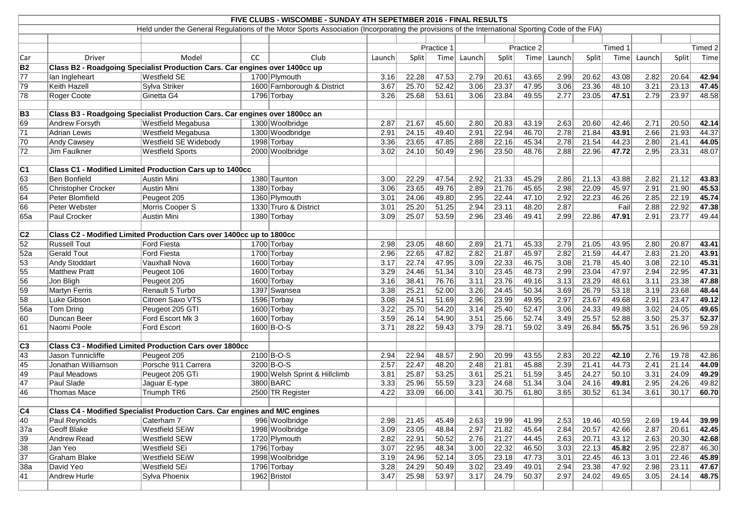**FIVE CLUBS - WISCOMBE - SUNDAY 4TH SEPETMBER 2016 - FINAL RESULTS**

Held under the General Regulations of the Motor Sports Association (Incorporating the provisions of the International Sporting Code of the FIA)

| | | | | | Practice 1 | | | Practice 2 | | | Timed 1 | | | Timed 2 | | |
|---|---|---|---|---|---|---|---|---|---|---|---|---|---|---|---|---|
| Car | Driver | Model | CC | Club | Launch | Split | Time | Launch | Split | Time | Launch | Split | Time | Launch | Split | Time |
| **B2** | **Class B2 - Roadgoing Specialist Production Cars. Car engines over 1400cc up** | | | | | | | | | | | | | | | |
| 77 | Ian Ingleheart | Westfield SE | 1700 | Plymouth | 3.16 | 22.28 | 47.53 | 2.79 | 20.61 | 43.65 | 2.99 | 20.62 | 43.08 | 2.82 | 20.64 | **42.94** |
| 79 | Keith Hazell | Sylva Striker | 1600 | Farnborough & District | 3.67 | 25.70 | 52.42 | 3.06 | 23.37 | 47.95 | 3.06 | 23.36 | 48.10 | 3.21 | 23.13 | **47.45** |
| 78 | Roger Coote | Ginetta G4 | 1796 | Torbay | 3.26 | 25.68 | 53.61 | 3.06 | 23.84 | 49.55 | 2.77 | 23.05 | **47.51** | 2.79 | 23.97 | 48.58 |
| | | | | | | | | | | | | | | | | |
| **B3** | **Class B3 - Roadgoing Specialist Production Cars. Car engines over 1800cc an** | | | | | | | | | | | | | | | |
| 69 | Andrew Forsyth | Westfield Megabusa | 1300 | Woolbridge | 2.87 | 21.67 | 45.60 | 2.80 | 20.83 | 43.19 | 2.63 | 20.60 | 42.46 | 2.71 | 20.50 | **42.14** |
| 71 | Adrian Lewis | Westfield Megabusa | 1300 | Woodbridge | 2.91 | 24.15 | 49.40 | 2.91 | 22.94 | 46.70 | 2.78 | 21.84 | **43.91** | 2.66 | 21.93 | 44.37 |
| 70 | Andy Cawsey | Westfield SE Widebody | 1998 | Torbay | 3.36 | 23.65 | 47.85 | 2.88 | 22.16 | 45.34 | 2.78 | 21.54 | 44.23 | 2.80 | 21.41 | **44.05** |
| 72 | Jim Faulkner | Westfield Sports | 2000 | Woolbridge | 3.02 | 24.10 | 50.49 | 2.96 | 23.50 | 48.76 | 2.88 | 22.96 | **47.72** | 2.95 | 23.31 | 48.07 |
| | | | | | | | | | | | | | | | | |
| **C1** | **Class C1 - Modified Limited Production Cars up to 1400cc** | | | | | | | | | | | | | | | |
| 63 | Ben Bonfield | Austin Mini | 1380 | Taunton | 3.00 | 22.29 | 47.54 | 2.92 | 21.33 | 45.29 | 2.86 | 21.13 | 43.88 | 2.82 | 21.12 | **43.83** |
| 65 | Christopher Crocker | Austin Mini | 1380 | Torbay | 3.06 | 23.65 | 49.76 | 2.89 | 21.76 | 45.65 | 2.98 | 22.09 | 45.97 | 2.91 | 21.90 | **45.53** |
| 64 | Peter Blomfield | Peugeot 205 | 1360 | Plymouth | 3.01 | 24.06 | 49.80 | 2.95 | 22.44 | 47.10 | 2.92 | 22.23 | 46.26 | 2.85 | 22.19 | **45.74** |
| 66 | Peter Webster | Morris Cooper S | 1330 | Truro & District | 3.01 | 25.20 | 51.25 | 2.94 | 23.11 | 48.20 | 2.87 | | Fail | 2.88 | 22.92 | **47.38** |
| 65a | Paul Crocker | Austin Mini | 1380 | Torbay | 3.09 | 25.07 | 53.59 | 2.96 | 23.46 | 49.41 | 2.99 | 22.86 | **47.91** | 2.91 | 23.77 | 49.44 |
| | | | | | | | | | | | | | | | | |
| **C2** | **Class C2 - Modified Limited Production Cars over 1400cc up to 1800cc** | | | | | | | | | | | | | | | |
| 52 | Russell Tout | Ford Fiesta | 1700 | Torbay | 2.98 | 23.05 | 48.60 | 2.89 | 21.71 | 45.33 | 2.79 | 21.05 | 43.95 | 2.80 | 20.87 | **43.41** |
| 52a | Gerald Tout | Ford Fiesta | 1700 | Torbay | 2.96 | 22.65 | 47.82 | 2.82 | 21.87 | 45.97 | 2.82 | 21.59 | 44.47 | 2.83 | 21.20 | **43.91** |
| 53 | Andy Stoddart | Vauxhall Nova | 1600 | Torbay | 3.17 | 22.74 | 47.95 | 3.09 | 22.33 | 46.75 | 3.08 | 21.78 | 45.40 | 3.08 | 22.10 | **45.31** |
| 55 | Matthew Pratt | Peugeot 106 | 1600 | Torbay | 3.29 | 24.46 | 51.34 | 3.10 | 23.45 | 48.73 | 2.99 | 23.04 | 47.97 | 2.94 | 22.95 | **47.31** |
| 56 | Jon Bligh | Peugeot 205 | 1600 | Torbay | 3.16 | 38.41 | 76.76 | 3.11 | 23.76 | 49.16 | 3.13 | 23.29 | 48.61 | 3.11 | 23.38 | **47.88** |
| 59 | Martyn Ferris | Renault 5 Turbo | 1397 | Swansea | 3.38 | 25.21 | 52.00 | 3.26 | 24.45 | 50.34 | 3.69 | 26.79 | 53.18 | 3.19 | 23.68 | **48.44** |
| 58 | Luke Gibson | Citroen Saxo VTS | 1596 | Torbay | 3.08 | 24.51 | 51.69 | 2.96 | 23.99 | 49.95 | 2.97 | 23.67 | 49.68 | 2.91 | 23.47 | **49.12** |
| 56a | Tom Dring | Peugeot 205 GTI | 1600 | Torbay | 3.22 | 25.70 | 54.20 | 3.14 | 25.40 | 52.47 | 3.06 | 24.33 | 49.88 | 3.02 | 24.05 | **49.65** |
| 60 | Duncan Beer | Ford Escort Mk 3 | 1600 | Torbay | 3.59 | 26.14 | 54.90 | 3.51 | 25.66 | 52.74 | 3.49 | 25.57 | 52.88 | 3.50 | 25.37 | **52.37** |
| 61 | Naomi Poole | Ford Escort | 1600 | B-O-S | 3.71 | 28.22 | 59.43 | 3.79 | 28.71 | 59.02 | 3.49 | 26.84 | **55.75** | 3.51 | 26.96 | 59.28 |
| | | | | | | | | | | | | | | | | |
| **C3** | **Class C3 - Modified Limited Production Cars over 1800cc** | | | | | | | | | | | | | | | |
| 43 | Jason Tunnicliffe | Peugeot 205 | 2100 | B-O-S | 2.94 | 22.94 | 48.57 | 2.90 | 20.99 | 43.55 | 2.83 | 20.22 | **42.10** | 2.76 | 19.78 | 42.86 |
| 45 | Jonathan Williamson | Porsche 911 Carrera | 3200 | B-O-S | 2.57 | 22.47 | 48.20 | 2.48 | 21.81 | 45.88 | 2.39 | 21.41 | 44.73 | 2.41 | 21.14 | **44.09** |
| 49 | Paul Meadows | Peugeot 205 GTi | 1900 | Welsh Sprint & Hillclimb | 3.81 | 25.87 | 53.25 | 3.61 | 25.21 | 51.59 | 3.45 | 24.27 | 50.10 | 3.31 | 24.09 | **49.29** |
| 47 | Paul Slade | Jaguar E-type | 3800 | BARC | 3.33 | 25.96 | 55.59 | 3.23 | 24.68 | 51.34 | 3.04 | 24.16 | **49.81** | 2.95 | 24.26 | 49.82 |
| 46 | Thomas Mace | Triumph TR6 | 2500 | TR Register | 4.22 | 33.09 | 66.00 | 3.41 | 30.75 | 61.80 | 3.65 | 30.52 | 61.34 | 3.61 | 30.17 | **60.70** |
| | | | | | | | | | | | | | | | | |
| **C4** | **Class C4 - Modified Specialist Production Cars. Car engines and M/C engines** | | | | | | | | | | | | | | | |
| 40 | Paul Reynolds | Caterham 7 | 996 | Woolbridge | 2.98 | 21.45 | 45.49 | 2.63 | 19.99 | 41.99 | 2.53 | 19.46 | 40.59 | 2.69 | 19.44 | **39.99** |
| 37a | Geoff Blake | Westfield SEiW | 1998 | Woolbridge | 3.09 | 23.05 | 48.84 | 2.97 | 21.82 | 45.64 | 2.84 | 20.57 | 42.66 | 2.87 | 20.61 | **42.45** |
| 39 | Andrew Read | Westfield SEW | 1720 | Plymouth | 2.82 | 22.91 | 50.52 | 2.76 | 21.27 | 44.45 | 2.63 | 20.71 | 43.12 | 2.63 | 20.30 | **42.68** |
| 38 | Jan Yeo | Westfield SEi | 1796 | Torbay | 3.07 | 22.95 | 48.34 | 3.00 | 22.32 | 46.50 | 3.03 | 22.13 | **45.82** | 2.95 | 22.87 | 46.30 |
| 37 | Graham Blake | Westfield SEiW | 1998 | Woolbridge | 3.19 | 24.96 | 52.14 | 3.05 | 23.18 | 47.73 | 3.01 | 22.45 | 46.13 | 3.01 | 22.46 | **45.89** |
| 38a | David Yeo | Westfield SEi | 1796 | Torbay | 3.28 | 24.29 | 50.49 | 3.02 | 23.49 | 49.01 | 2.94 | 23.38 | 47.92 | 2.98 | 23.11 | **47.67** |
| 41 | Andrew Hurle | Sylva Phoenix | 1962 | Bristol | 3.47 | 25.98 | 53.97 | 3.17 | 24.79 | 50.37 | 2.97 | 24.02 | 49.65 | 3.05 | 24.14 | **48.75** |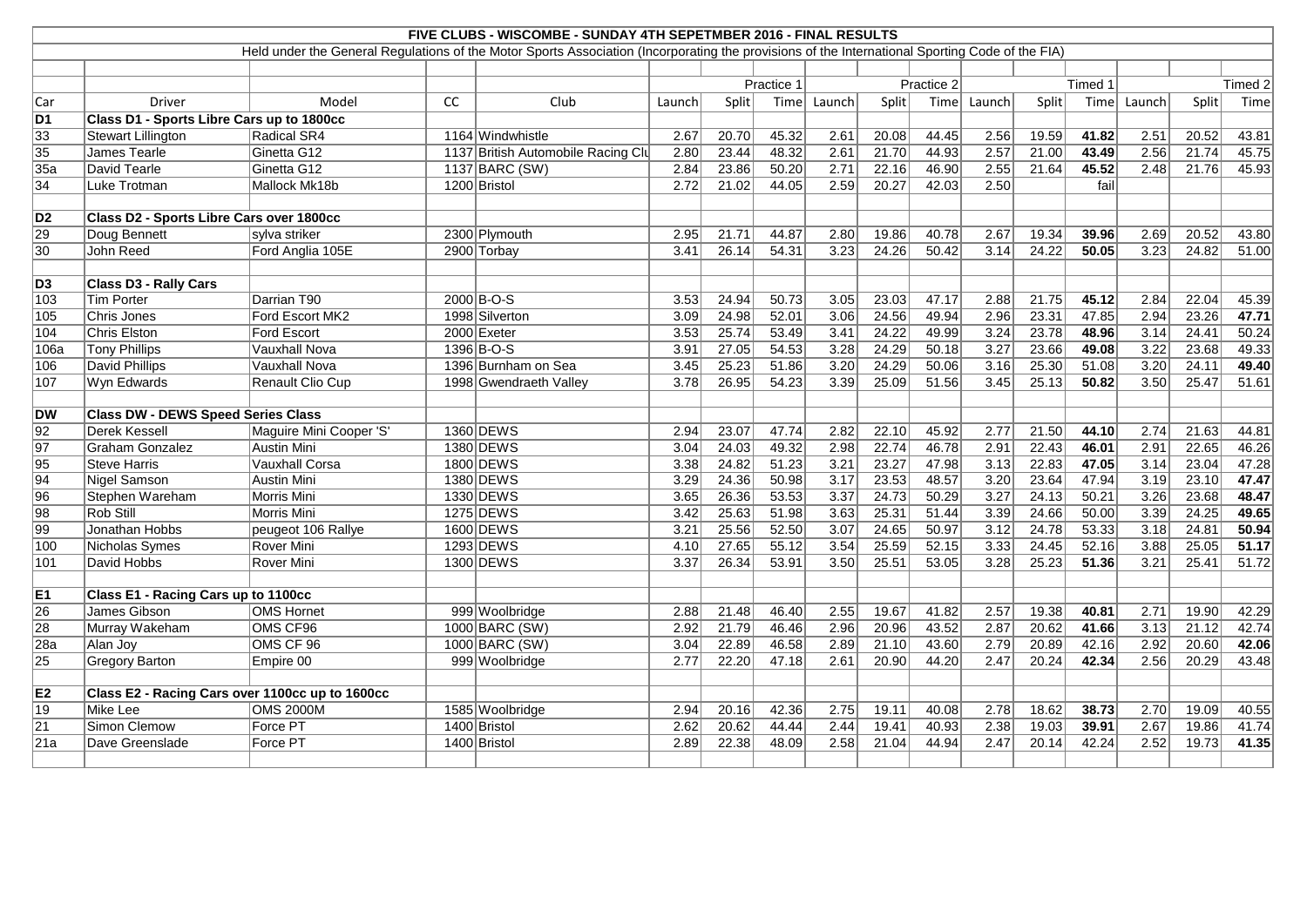# FIVE CLUBS - WISCOMBE - SUNDAY 4TH SEPETMBER 2016 - FINAL RESULTS

Held under the General Regulations of the Motor Sports Association (Incorporating the provisions of the International Sporting Code of the FIA)

| | | | | | Practice 1 | | | Practice 2 | | | Timed 1 | | | Timed 2 | | |
|---|---|---|---|---|---|---|---|---|---|---|---|---|---|---|---|---|
| Car | Driver | Model | CC | Club | Launch | Split | Time | Launch | Split | Time | Launch | Split | Time | Launch | Split | Time |
| **D1** | **Class D1 - Sports Libre Cars up to 1800cc** | | | | | | | | | | | | | | | |
| 33 | Stewart Lillington | Radical SR4 | 1164 | Windwhistle | 2.67 | 20.70 | 45.32 | 2.61 | 20.08 | 44.45 | 2.56 | 19.59 | **41.82** | 2.51 | 20.52 | 43.81 |
| 35 | James Tearle | Ginetta G12 | 1137 | British Automobile Racing Clu | 2.80 | 23.44 | 48.32 | 2.61 | 21.70 | 44.93 | 2.57 | 21.00 | **43.49** | 2.56 | 21.74 | 45.75 |
| 35a | David Tearle | Ginetta G12 | 1137 | BARC (SW) | 2.84 | 23.86 | 50.20 | 2.71 | 22.16 | 46.90 | 2.55 | 21.64 | **45.52** | 2.48 | 21.76 | 45.93 |
| 34 | Luke Trotman | Mallock Mk18b | 1200 | Bristol | 2.72 | 21.02 | 44.05 | 2.59 | 20.27 | 42.03 | 2.50 | | fail | | | |
| **D2** | **Class D2 - Sports Libre Cars over 1800cc** | | | | | | | | | | | | | | | |
| 29 | Doug Bennett | sylva striker | 2300 | Plymouth | 2.95 | 21.71 | 44.87 | 2.80 | 19.86 | 40.78 | 2.67 | 19.34 | **39.96** | 2.69 | 20.52 | 43.80 |
| 30 | John Reed | Ford Anglia 105E | 2900 | Torbay | 3.41 | 26.14 | 54.31 | 3.23 | 24.26 | 50.42 | 3.14 | 24.22 | **50.05** | 3.23 | 24.82 | 51.00 |
| **D3** | **Class D3 - Rally Cars** | | | | | | | | | | | | | | | |
| 103 | Tim Porter | Darrian T90 | 2000 | B-O-S | 3.53 | 24.94 | 50.73 | 3.05 | 23.03 | 47.17 | 2.88 | 21.75 | **45.12** | 2.84 | 22.04 | 45.39 |
| 105 | Chris Jones | Ford Escort MK2 | 1998 | Silverton | 3.09 | 24.98 | 52.01 | 3.06 | 24.56 | 49.94 | 2.96 | 23.31 | 47.85 | 2.94 | 23.26 | **47.71** |
| 104 | Chris Elston | Ford Escort | 2000 | Exeter | 3.53 | 25.74 | 53.49 | 3.41 | 24.22 | 49.99 | 3.24 | 23.78 | **48.96** | 3.14 | 24.41 | 50.24 |
| 106a | Tony Phillips | Vauxhall Nova | 1396 | B-O-S | 3.91 | 27.05 | 54.53 | 3.28 | 24.29 | 50.18 | 3.27 | 23.66 | **49.08** | 3.22 | 23.68 | 49.33 |
| 106 | David Phillips | Vauxhall Nova | 1396 | Burnham on Sea | 3.45 | 25.23 | 51.86 | 3.20 | 24.29 | 50.06 | 3.16 | 25.30 | 51.08 | 3.20 | 24.11 | **49.40** |
| 107 | Wyn Edwards | Renault Clio Cup | 1998 | Gwendraeth Valley | 3.78 | 26.95 | 54.23 | 3.39 | 25.09 | 51.56 | 3.45 | 25.13 | **50.82** | 3.50 | 25.47 | 51.61 |
| **DW** | **Class DW - DEWS Speed Series Class** | | | | | | | | | | | | | | | |
| 92 | Derek Kessell | Maguire Mini Cooper 'S' | 1360 | DEWS | 2.94 | 23.07 | 47.74 | 2.82 | 22.10 | 45.92 | 2.77 | 21.50 | **44.10** | 2.74 | 21.63 | 44.81 |
| 97 | Graham Gonzalez | Austin Mini | 1380 | DEWS | 3.04 | 24.03 | 49.32 | 2.98 | 22.74 | 46.78 | 2.91 | 22.43 | **46.01** | 2.91 | 22.65 | 46.26 |
| 95 | Steve Harris | Vauxhall Corsa | 1800 | DEWS | 3.38 | 24.82 | 51.23 | 3.21 | 23.27 | 47.98 | 3.13 | 22.83 | **47.05** | 3.14 | 23.04 | 47.28 |
| 94 | Nigel Samson | Austin Mini | 1380 | DEWS | 3.29 | 24.36 | 50.98 | 3.17 | 23.53 | 48.57 | 3.20 | 23.64 | 47.94 | 3.19 | 23.10 | **47.47** |
| 96 | Stephen Wareham | Morris Mini | 1330 | DEWS | 3.65 | 26.36 | 53.53 | 3.37 | 24.73 | 50.29 | 3.27 | 24.13 | 50.21 | 3.26 | 23.68 | **48.47** |
| 98 | Rob Still | Morris Mini | 1275 | DEWS | 3.42 | 25.63 | 51.98 | 3.63 | 25.31 | 51.44 | 3.39 | 24.66 | 50.00 | 3.39 | 24.25 | **49.65** |
| 99 | Jonathan Hobbs | peugeot 106 Rallye | 1600 | DEWS | 3.21 | 25.56 | 52.50 | 3.07 | 24.65 | 50.97 | 3.12 | 24.78 | 53.33 | 3.18 | 24.81 | **50.94** |
| 100 | Nicholas Symes | Rover Mini | 1293 | DEWS | 4.10 | 27.65 | 55.12 | 3.54 | 25.59 | 52.15 | 3.33 | 24.45 | 52.16 | 3.88 | 25.05 | **51.17** |
| 101 | David Hobbs | Rover Mini | 1300 | DEWS | 3.37 | 26.34 | 53.91 | 3.50 | 25.51 | 53.05 | 3.28 | 25.23 | **51.36** | 3.21 | 25.41 | 51.72 |
| **E1** | **Class E1 - Racing Cars up to 1100cc** | | | | | | | | | | | | | | | |
| 26 | James Gibson | OMS Hornet | 999 | Woolbridge | 2.88 | 21.48 | 46.40 | 2.55 | 19.67 | 41.82 | 2.57 | 19.38 | **40.81** | 2.71 | 19.90 | 42.29 |
| 28 | Murray Wakeham | OMS CF96 | 1000 | BARC (SW) | 2.92 | 21.79 | 46.46 | 2.96 | 20.96 | 43.52 | 2.87 | 20.62 | **41.66** | 3.13 | 21.12 | 42.74 |
| 28a | Alan Joy | OMS CF 96 | 1000 | BARC (SW) | 3.04 | 22.89 | 46.58 | 2.89 | 21.10 | 43.60 | 2.79 | 20.89 | 42.16 | 2.92 | 20.60 | **42.06** |
| 25 | Gregory Barton | Empire 00 | 999 | Woolbridge | 2.77 | 22.20 | 47.18 | 2.61 | 20.90 | 44.20 | 2.47 | 20.24 | **42.34** | 2.56 | 20.29 | 43.48 |
| **E2** | **Class E2 - Racing Cars over 1100cc up to 1600cc** | | | | | | | | | | | | | | | |
| 19 | Mike Lee | OMS 2000M | 1585 | Woolbridge | 2.94 | 20.16 | 42.36 | 2.75 | 19.11 | 40.08 | 2.78 | 18.62 | **38.73** | 2.70 | 19.09 | 40.55 |
| 21 | Simon Clemow | Force PT | 1400 | Bristol | 2.62 | 20.62 | 44.44 | 2.44 | 19.41 | 40.93 | 2.38 | 19.03 | **39.91** | 2.67 | 19.86 | 41.74 |
| 21a | Dave Greenslade | Force PT | 1400 | Bristol | 2.89 | 22.38 | 48.09 | 2.58 | 21.04 | 44.94 | 2.47 | 20.14 | 42.24 | 2.52 | 19.73 | **41.35** |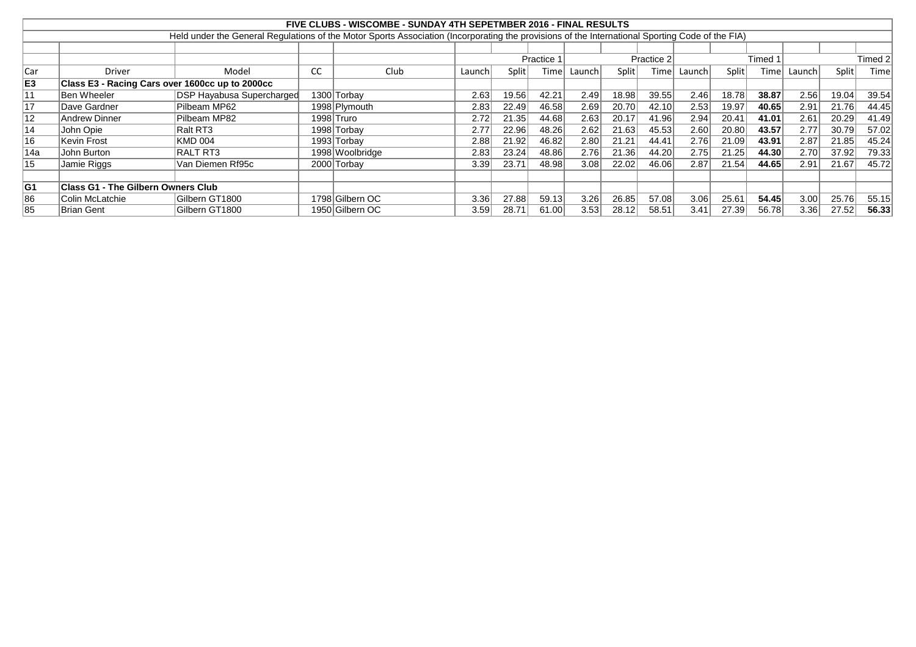# FIVE CLUBS - WISCOMBE - SUNDAY 4TH SEPETMBER 2016 - FINAL RESULTS

Held under the General Regulations of the Motor Sports Association (Incorporating the provisions of the International Sporting Code of the FIA)

| | | | | | Practice 1 | | | Practice 2 | | | Timed 1 | | | Timed 2 | | |
|---|---|---|---|---|---|---|---|---|---|---|---|---|---|---|---|---|
| Car | Driver | Model | CC | Club | Launch | Split | Time | Launch | Split | Time | Launch | Split | Time | Launch | Split | Time |
| E3 | **Class E3 - Racing Cars over 1600cc up to 2000cc** | | | | | | | | | | | | | | | |
| 11 | Ben Wheeler | DSP Hayabusa Supercharged | 1300 | Torbay | 2.63 | 19.56 | 42.21 | 2.49 | 18.98 | 39.55 | 2.46 | 18.78 | **38.87** | 2.56 | 19.04 | 39.54 |
| 17 | Dave Gardner | Pilbeam MP62 | 1998 | Plymouth | 2.83 | 22.49 | 46.58 | 2.69 | 20.70 | 42.10 | 2.53 | 19.97 | **40.65** | 2.91 | 21.76 | 44.45 |
| 12 | Andrew Dinner | Pilbeam MP82 | 1998 | Truro | 2.72 | 21.35 | 44.68 | 2.63 | 20.17 | 41.96 | 2.94 | 20.41 | **41.01** | 2.61 | 20.29 | 41.49 |
| 14 | John Opie | Ralt RT3 | 1998 | Torbay | 2.77 | 22.96 | 48.26 | 2.62 | 21.63 | 45.53 | 2.60 | 20.80 | **43.57** | 2.77 | 30.79 | 57.02 |
| 16 | Kevin Frost | KMD 004 | 1993 | Torbay | 2.88 | 21.92 | 46.82 | 2.80 | 21.21 | 44.41 | 2.76 | 21.09 | **43.91** | 2.87 | 21.85 | 45.24 |
| 14a | John Burton | RALT RT3 | 1998 | Woolbridge | 2.83 | 23.24 | 48.86 | 2.76 | 21.36 | 44.20 | 2.75 | 21.25 | **44.30** | 2.70 | 37.92 | 79.33 |
| 15 | Jamie Riggs | Van Diemen Rf95c | 2000 | Torbay | 3.39 | 23.71 | 48.98 | 3.08 | 22.02 | 46.06 | 2.87 | 21.54 | **44.65** | 2.91 | 21.67 | 45.72 |
| | | | | | | | | | | | | | | | | |
| G1 | **Class G1 - The Gilbern Owners Club** | | | | | | | | | | | | | | | |
| 86 | Colin McLatchie | Gilbern GT1800 | 1798 | Gilbern OC | 3.36 | 27.88 | 59.13 | 3.26 | 26.85 | 57.08 | 3.06 | 25.61 | **54.45** | 3.00 | 25.76 | 55.15 |
| 85 | Brian Gent | Gilbern GT1800 | 1950 | Gilbern OC | 3.59 | 28.71 | 61.00 | 3.53 | 28.12 | 58.51 | 3.41 | 27.39 | 56.78 | 3.36 | 27.52 | **56.33** |